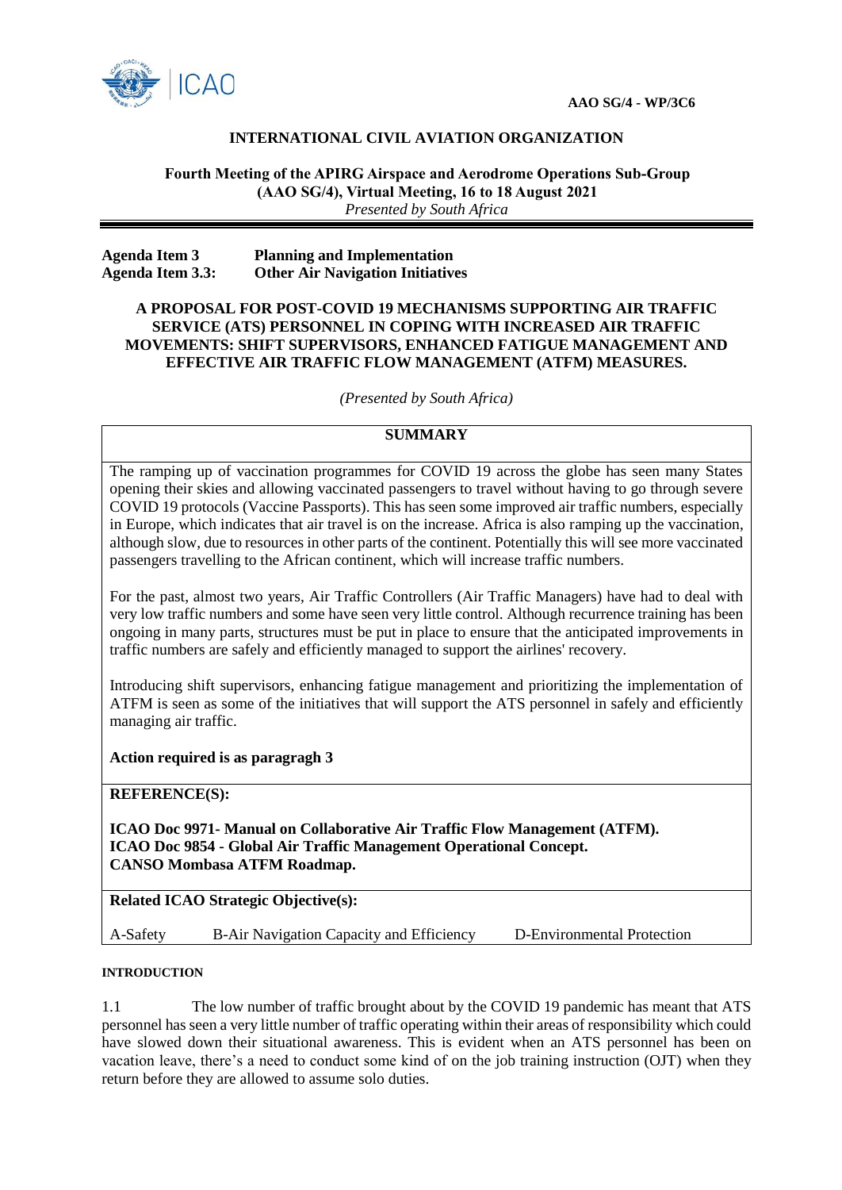**AAO SG/4 - WP/3C6**

**INTERNATIONAL CIVIL AVIATION ORGANIZATION**

**Fourth Meeting of the APIRG Airspace and Aerodrome Operations Sub-Group (AAO SG/4), Virtual Meeting, 16 to 18 August 2021**
*Presented by South Africa*

**Agenda Item 3** **Planning and Implementation**
**Agenda Item 3.3:** **Other Air Navigation Initiatives**

**A PROPOSAL FOR POST-COVID 19 MECHANISMS SUPPORTING AIR TRAFFIC SERVICE (ATS) PERSONNEL IN COPING WITH INCREASED AIR TRAFFIC MOVEMENTS: SHIFT SUPERVISORS, ENHANCED FATIGUE MANAGEMENT AND EFFECTIVE AIR TRAFFIC FLOW MANAGEMENT (ATFM) MEASURES.**

*(Presented by South Africa)*

**SUMMARY**

The ramping up of vaccination programmes for COVID 19 across the globe has seen many States opening their skies and allowing vaccinated passengers to travel without having to go through severe COVID 19 protocols (Vaccine Passports). This has seen some improved air traffic numbers, especially in Europe, which indicates that air travel is on the increase. Africa is also ramping up the vaccination, although slow, due to resources in other parts of the continent. Potentially this will see more vaccinated passengers travelling to the African continent, which will increase traffic numbers.

For the past, almost two years, Air Traffic Controllers (Air Traffic Managers) have had to deal with very low traffic numbers and some have seen very little control. Although recurrence training has been ongoing in many parts, structures must be put in place to ensure that the anticipated improvements in traffic numbers are safely and efficiently managed to support the airlines' recovery.

Introducing shift supervisors, enhancing fatigue management and prioritizing the implementation of ATFM is seen as some of the initiatives that will support the ATS personnel in safely and efficiently managing air traffic.

**Action required is as paragragh 3**

**REFERENCE(S):**

**ICAO Doc 9971- Manual on Collaborative Air Traffic Flow Management (ATFM).**
**ICAO Doc 9854 - Global Air Traffic Management Operational Concept.**
**CANSO Mombasa ATFM Roadmap.**

**Related ICAO Strategic Objective(s):**

A-Safety B-Air Navigation Capacity and Efficiency D-Environmental Protection

**INTRODUCTION**

1.1 The low number of traffic brought about by the COVID 19 pandemic has meant that ATS personnel has seen a very little number of traffic operating within their areas of responsibility which could have slowed down their situational awareness. This is evident when an ATS personnel has been on vacation leave, there's a need to conduct some kind of on the job training instruction (OJT) when they return before they are allowed to assume solo duties.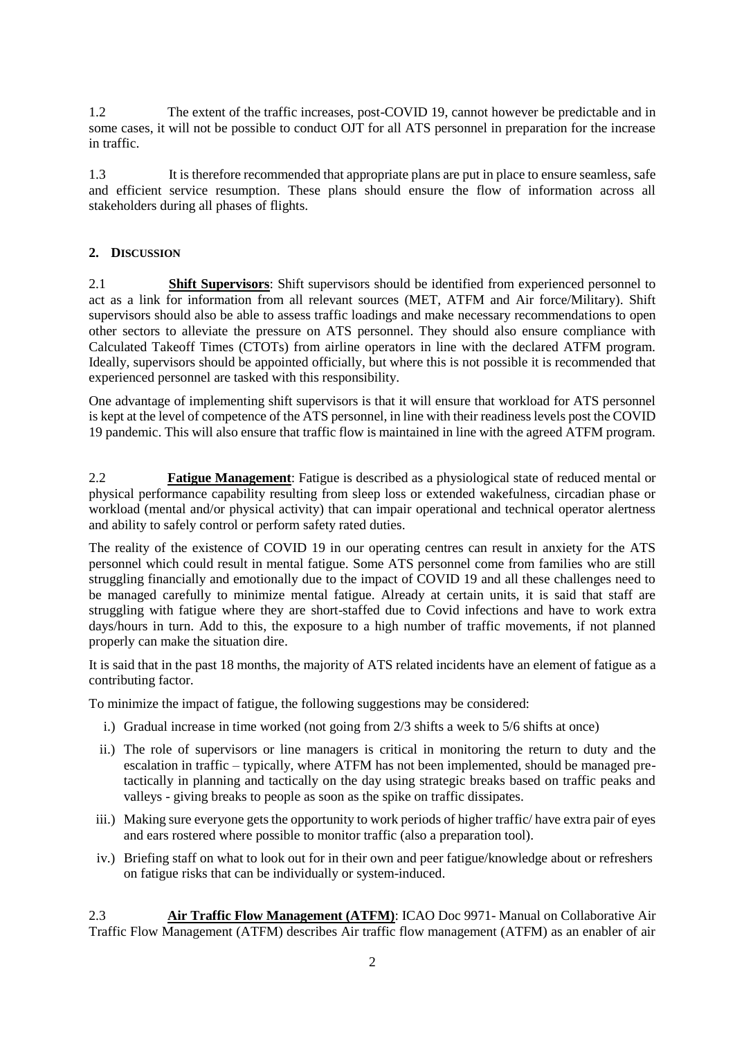1.2 The extent of the traffic increases, post-COVID 19, cannot however be predictable and in some cases, it will not be possible to conduct OJT for all ATS personnel in preparation for the increase in traffic.

1.3 It is therefore recommended that appropriate plans are put in place to ensure seamless, safe and efficient service resumption. These plans should ensure the flow of information across all stakeholders during all phases of flights.

## 2. DISCUSSION

2.1 **Shift Supervisors**: Shift supervisors should be identified from experienced personnel to act as a link for information from all relevant sources (MET, ATFM and Air force/Military). Shift supervisors should also be able to assess traffic loadings and make necessary recommendations to open other sectors to alleviate the pressure on ATS personnel. They should also ensure compliance with Calculated Takeoff Times (CTOTs) from airline operators in line with the declared ATFM program. Ideally, supervisors should be appointed officially, but where this is not possible it is recommended that experienced personnel are tasked with this responsibility.

One advantage of implementing shift supervisors is that it will ensure that workload for ATS personnel is kept at the level of competence of the ATS personnel, in line with their readiness levels post the COVID 19 pandemic. This will also ensure that traffic flow is maintained in line with the agreed ATFM program.

2.2 **Fatigue Management**: Fatigue is described as a physiological state of reduced mental or physical performance capability resulting from sleep loss or extended wakefulness, circadian phase or workload (mental and/or physical activity) that can impair operational and technical operator alertness and ability to safely control or perform safety rated duties.

The reality of the existence of COVID 19 in our operating centres can result in anxiety for the ATS personnel which could result in mental fatigue. Some ATS personnel come from families who are still struggling financially and emotionally due to the impact of COVID 19 and all these challenges need to be managed carefully to minimize mental fatigue. Already at certain units, it is said that staff are struggling with fatigue where they are short-staffed due to Covid infections and have to work extra days/hours in turn. Add to this, the exposure to a high number of traffic movements, if not planned properly can make the situation dire.

It is said that in the past 18 months, the majority of ATS related incidents have an element of fatigue as a contributing factor.

To minimize the impact of fatigue, the following suggestions may be considered:

i.) Gradual increase in time worked (not going from 2/3 shifts a week to 5/6 shifts at once)

ii.) The role of supervisors or line managers is critical in monitoring the return to duty and the escalation in traffic – typically, where ATFM has not been implemented, should be managed pre-tactically in planning and tactically on the day using strategic breaks based on traffic peaks and valleys - giving breaks to people as soon as the spike on traffic dissipates.

iii.) Making sure everyone gets the opportunity to work periods of higher traffic/ have extra pair of eyes and ears rostered where possible to monitor traffic (also a preparation tool).

iv.) Briefing staff on what to look out for in their own and peer fatigue/knowledge about or refreshers on fatigue risks that can be individually or system-induced.

2.3 **Air Traffic Flow Management (ATFM)**: ICAO Doc 9971- Manual on Collaborative Air Traffic Flow Management (ATFM) describes Air traffic flow management (ATFM) as an enabler of air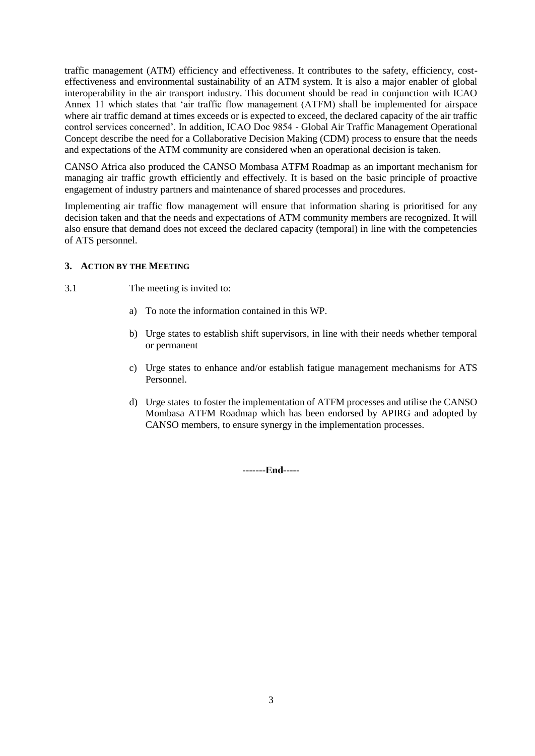traffic management (ATM) efficiency and effectiveness. It contributes to the safety, efficiency, cost-effectiveness and environmental sustainability of an ATM system. It is also a major enabler of global interoperability in the air transport industry. This document should be read in conjunction with ICAO Annex 11 which states that 'air traffic flow management (ATFM) shall be implemented for airspace where air traffic demand at times exceeds or is expected to exceed, the declared capacity of the air traffic control services concerned'. In addition, ICAO Doc 9854 - Global Air Traffic Management Operational Concept describe the need for a Collaborative Decision Making (CDM) process to ensure that the needs and expectations of the ATM community are considered when an operational decision is taken.

CANSO Africa also produced the CANSO Mombasa ATFM Roadmap as an important mechanism for managing air traffic growth efficiently and effectively. It is based on the basic principle of proactive engagement of industry partners and maintenance of shared processes and procedures.

Implementing air traffic flow management will ensure that information sharing is prioritised for any decision taken and that the needs and expectations of ATM community members are recognized. It will also ensure that demand does not exceed the declared capacity (temporal) in line with the competencies of ATS personnel.

## 3. ACTION BY THE MEETING

3.1 The meeting is invited to:

a) To note the information contained in this WP.

b) Urge states to establish shift supervisors, in line with their needs whether temporal or permanent

c) Urge states to enhance and/or establish fatigue management mechanisms for ATS Personnel.

d) Urge states to foster the implementation of ATFM processes and utilise the CANSO Mombasa ATFM Roadmap which has been endorsed by APIRG and adopted by CANSO members, to ensure synergy in the implementation processes.

**-------End-----**